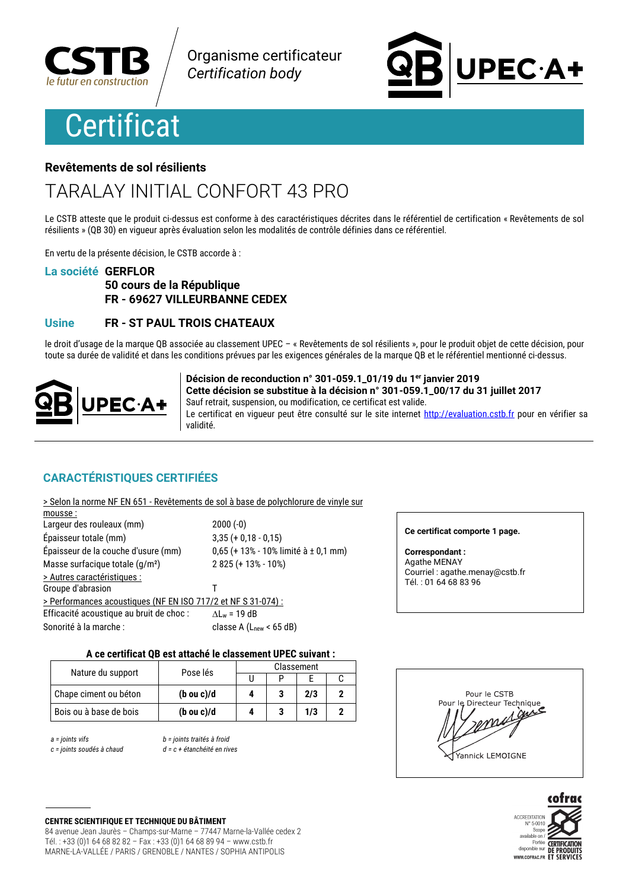Organisme certificateur
*Certification body*

# Certificat

## Revêtements de sol résilients

# TARALAY INITIAL CONFORT 43 PRO

Le CSTB atteste que le produit ci-dessus est conforme à des caractéristiques décrites dans le référentiel de certification « Revêtements de sol résilients » (QB 30) en vigueur après évaluation selon les modalités de contrôle définies dans ce référentiel.

En vertu de la présente décision, le CSTB accorde à :

**La société** **GERFLOR**
**50 cours de la République**
**FR - 69627 VILLEURBANNE CEDEX**

**Usine** **FR - ST PAUL TROIS CHATEAUX**

le droit d'usage de la marque QB associée au classement UPEC – « Revêtements de sol résilients », pour le produit objet de cette décision, pour toute sa durée de validité et dans les conditions prévues par les exigences générales de la marque QB et le référentiel mentionné ci-dessus.

**Décision de reconduction n° 301-059.1_01/19 du 1er janvier 2019**
**Cette décision se substitue à la décision n° 301-059.1_00/17 du 31 juillet 2017**
Sauf retrait, suspension, ou modification, ce certificat est valide.
Le certificat en vigueur peut être consulté sur le site internet http://evaluation.cstb.fr pour en vérifier sa validité.

## CARACTÉRISTIQUES CERTIFIÉES

> Selon la norme NF EN 651 - Revêtements de sol à base de polychlorure de vinyle sur mousse :

| | |
|---|---|
| Largeur des rouleaux (mm) | 2000 (-0) |
| Épaisseur totale (mm) | 3,35 (+ 0,18 - 0,15) |
| Épaisseur de la couche d'usure (mm) | 0,65 (+ 13% - 10% limité à ± 0,1 mm) |
| Masse surfacique totale (g/m²) | 2 825 (+ 13% - 10%) |

> Autres caractéristiques :

| | |
|---|---|
| Groupe d'abrasion | T |

> Performances acoustiques (NF EN ISO 717/2 et NF S 31-074) :

| | |
|---|---|
| Efficacité acoustique au bruit de choc : | $\Delta L_w$ = 19 dB |
| Sonorité à la marche : | classe A ($L_{new}$ < 65 dB) |

**Ce certificat comporte 1 page.**

**Correspondant :**
Agathe MENAY
Courriel : agathe.menay@cstb.fr
Tél. : 01 64 68 83 96

**A ce certificat QB est attaché le classement UPEC suivant :**

| Nature du support | Pose lés | Classement | | | |
|---|---|---|---|---|---|
| | | U | P | E | C |
| Chape ciment ou béton | **(b ou c)/d** | **4** | **3** | **2/3** | **2** |
| Bois ou à base de bois | **(b ou c)/d** | **4** | **3** | **1/3** | **2** |

*a = joints vifs* *b = joints traités à froid*
*c = joints soudés à chaud* *d = c + étanchéité en rives*

Pour le CSTB
Pour le Directeur Technique
Yannick LEMOIGNE

**CENTRE SCIENTIFIQUE ET TECHNIQUE DU BÂTIMENT**
84 avenue Jean Jaurès – Champs-sur-Marne – 77447 Marne-la-Vallée cedex 2
Tél. : +33 (0)1 64 68 82 82 – Fax : +33 (0)1 64 68 89 94 – www.cstb.fr
MARNE-LA-VALLÉE / PARIS / GRENOBLE / NANTES / SOPHIA ANTIPOLIS

ACCREDITATION N° 5-0010 Scope available on / Portée disponible sur WWW.COFRAC.FR — CERTIFICATION DE PRODUITS ET SERVICES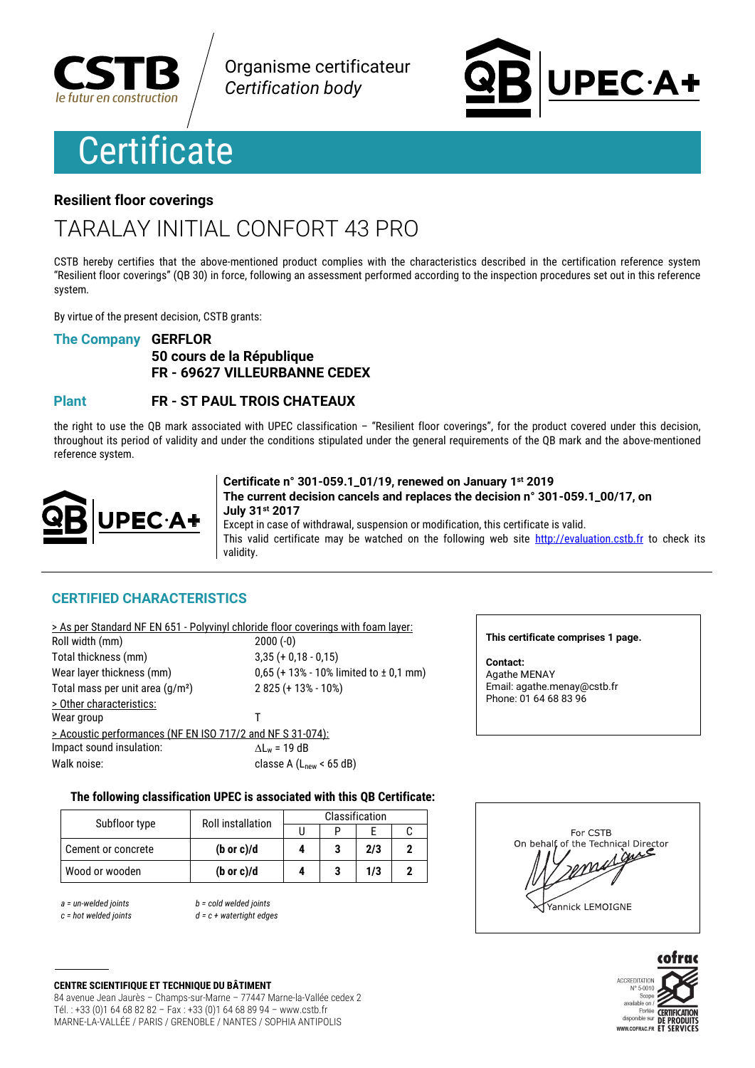CSTB
le futur en construction

Organisme certificateur
*Certification body*

QB UPEC·A+

# Certificate

**Resilient floor coverings**

## TARALAY INITIAL CONFORT 43 PRO

CSTB hereby certifies that the above-mentioned product complies with the characteristics described in the certification reference system "Resilient floor coverings" (QB 30) in force, following an assessment performed according to the inspection procedures set out in this reference system.

By virtue of the present decision, CSTB grants:

**The Company** **GERFLOR**
**50 cours de la République**
**FR - 69627 VILLEURBANNE CEDEX**

**Plant** **FR - ST PAUL TROIS CHATEAUX**

the right to use the QB mark associated with UPEC classification – "Resilient floor coverings", for the product covered under this decision, throughout its period of validity and under the conditions stipulated under the general requirements of the QB mark and the above-mentioned reference system.

QB UPEC·A+

**Certificate n° 301-059.1_01/19, renewed on January 1st 2019**
**The current decision cancels and replaces the decision n° 301-059.1_00/17, on July 31st 2017**
Except in case of withdrawal, suspension or modification, this certificate is valid.
This valid certificate may be watched on the following web site http://evaluation.cstb.fr to check its validity.

## CERTIFIED CHARACTERISTICS

> As per Standard NF EN 651 - Polyvinyl chloride floor coverings with foam layer:

| | |
|---|---|
| Roll width (mm) | 2000 (-0) |
| Total thickness (mm) | 3,35 (+ 0,18 - 0,15) |
| Wear layer thickness (mm) | 0,65 (+ 13% - 10% limited to ± 0,1 mm) |
| Total mass per unit area (g/m²) | 2 825 (+ 13% - 10%) |

> Other characteristics:

| | |
|---|---|
| Wear group | T |

> Acoustic performances (NF EN ISO 717/2 and NF S 31-074):

| | |
|---|---|
| Impact sound insulation: | $\Delta L_w$ = 19 dB |
| Walk noise: | classe A ($L_{new}$ < 65 dB) |

**This certificate comprises 1 page.**

**Contact:**
Agathe MENAY
Email: agathe.menay@cstb.fr
Phone: 01 64 68 83 96

**The following classification UPEC is associated with this QB Certificate:**

| Subfloor type | Roll installation | Classification | | | |
|---|---|---|---|---|---|
| | | U | P | E | C |
| Cement or concrete | **(b or c)/d** | **4** | **3** | **2/3** | **2** |
| Wood or wooden | **(b or c)/d** | **4** | **3** | **1/3** | **2** |

*a = un-welded joints* *b = cold welded joints*
*c = hot welded joints* *d = c + watertight edges*

For CSTB
On behalf of the Technical Director

Yannick LEMOIGNE

**CENTRE SCIENTIFIQUE ET TECHNIQUE DU BÂTIMENT**
84 avenue Jean Jaurès – Champs-sur-Marne – 77447 Marne-la-Vallée cedex 2
Tél. : +33 (0)1 64 68 82 82 – Fax : +33 (0)1 64 68 89 94 – www.cstb.fr
MARNE-LA-VALLÉE / PARIS / GRENOBLE / NANTES / SOPHIA ANTIPOLIS

cofrac
ACCREDITATION N° 5-0010
Scope available on / Portée disponible sur WWW.COFRAC.FR
CERTIFICATION DE PRODUITS ET SERVICES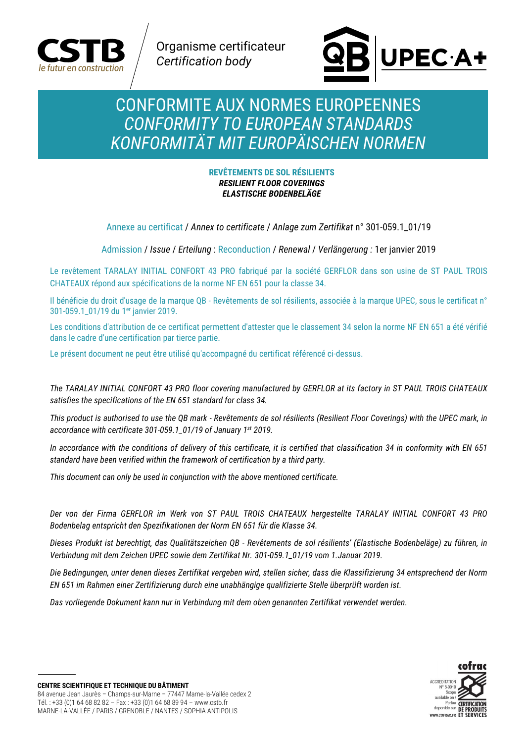Organisme certificateur
*Certification body*

# CONFORMITE AUX NORMES EUROPEENNES
# *CONFORMITY TO EUROPEAN STANDARDS*
# *KONFORMITÄT MIT EUROPÄISCHEN NORMEN*

**REVÊTEMENTS DE SOL RÉSILIENTS**
***RESILIENT FLOOR COVERINGS***
***ELASTISCHE BODENBELÄGE***

Annexe au certificat / *Annex to certificate* / *Anlage zum Zertifikat* n° 301-059.1_01/19

Admission / *Issue* / *Erteilung* : Reconduction / *Renewal* / *Verlängerung* : 1er janvier 2019

Le revêtement TARALAY INITIAL CONFORT 43 PRO fabriqué par la société GERFLOR dans son usine de ST PAUL TROIS CHATEAUX répond aux spécifications de la norme NF EN 651 pour la classe 34.

Il bénéficie du droit d'usage de la marque QB - Revêtements de sol résilients, associée à la marque UPEC, sous le certificat n° 301-059.1_01/19 du 1er janvier 2019.

Les conditions d'attribution de ce certificat permettent d'attester que le classement 34 selon la norme NF EN 651 a été vérifié dans le cadre d'une certification par tierce partie.

Le présent document ne peut être utilisé qu'accompagné du certificat référencé ci-dessus.

*The TARALAY INITIAL CONFORT 43 PRO floor covering manufactured by GERFLOR at its factory in ST PAUL TROIS CHATEAUX satisfies the specifications of the EN 651 standard for class 34.*

*This product is authorised to use the QB mark - Revêtements de sol résilients (Resilient Floor Coverings) with the UPEC mark, in accordance with certificate 301-059.1_01/19 of January 1st 2019.*

*In accordance with the conditions of delivery of this certificate, it is certified that classification 34 in conformity with EN 651 standard have been verified within the framework of certification by a third party.*

*This document can only be used in conjunction with the above mentioned certificate.*

*Der von der Firma GERFLOR im Werk von ST PAUL TROIS CHATEAUX hergestellte TARALAY INITIAL CONFORT 43 PRO Bodenbelag entspricht den Spezifikationen der Norm EN 651 für die Klasse 34.*

*Dieses Produkt ist berechtigt, das Qualitätszeichen QB - Revêtements de sol résilients' (Elastische Bodenbeläge) zu führen, in Verbindung mit dem Zeichen UPEC sowie dem Zertifikat Nr. 301-059.1_01/19 vom 1.Januar 2019.*

*Die Bedingungen, unter denen dieses Zertifikat vergeben wird, stellen sicher, dass die Klassifizierung 34 entsprechend der Norm EN 651 im Rahmen einer Zertifizierung durch eine unabhängige qualifizierte Stelle überprüft worden ist.*

*Das vorliegende Dokument kann nur in Verbindung mit dem oben genannten Zertifikat verwendet werden.*

**CENTRE SCIENTIFIQUE ET TECHNIQUE DU BÂTIMENT**
84 avenue Jean Jaurès – Champs-sur-Marne – 77447 Marne-la-Vallée cedex 2
Tél. : +33 (0)1 64 68 82 82 – Fax : +33 (0)1 64 68 89 94 – www.cstb.fr
MARNE-LA-VALLÉE / PARIS / GRENOBLE / NANTES / SOPHIA ANTIPOLIS

ACCREDITATION N° 5-0010 Scope available on / Portée disponible sur WWW.COFRAC.FR